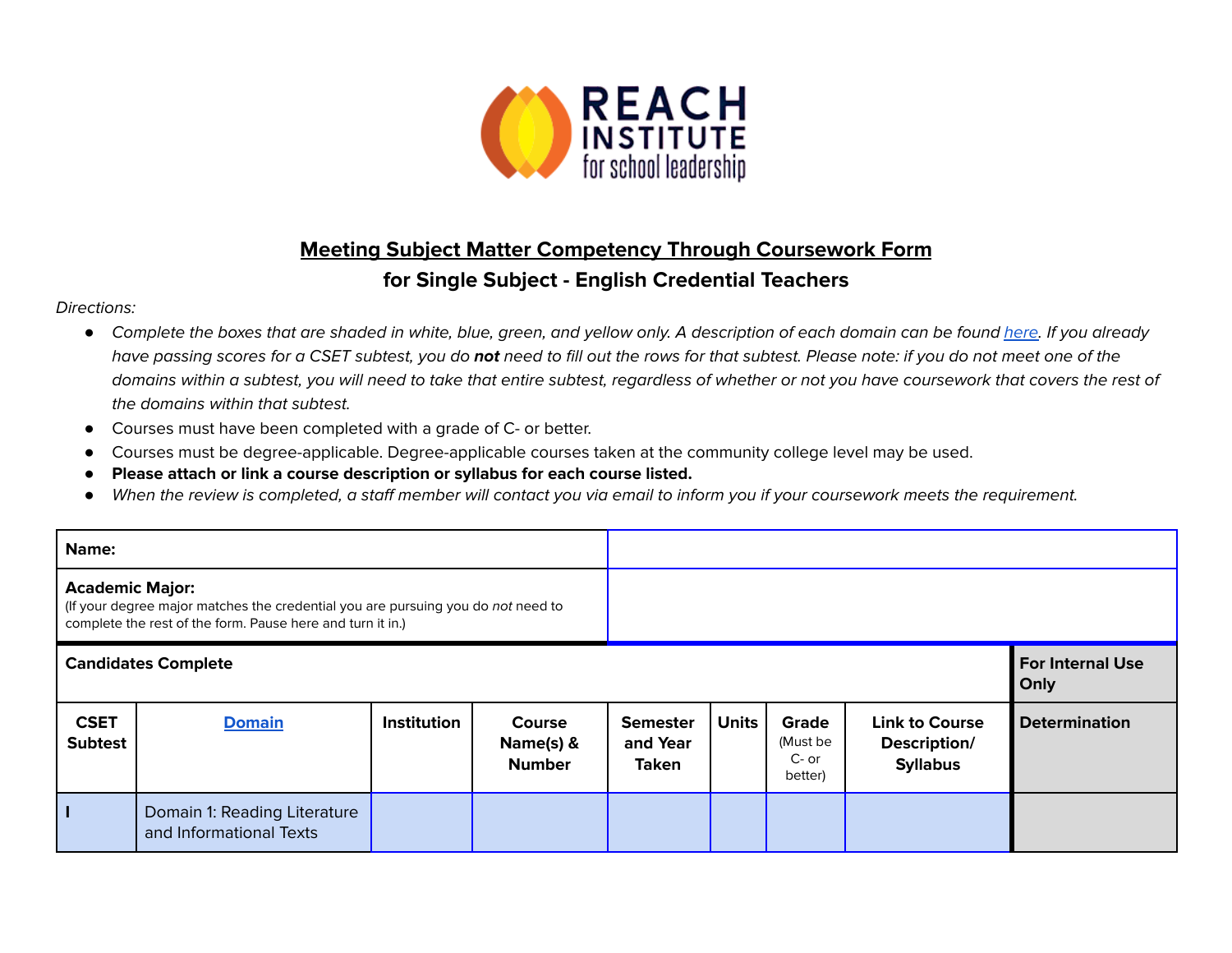REACH INSTITUTE for school leadership

# Meeting Subject Matter Competency Through Coursework Form

## for Single Subject - English Credential Teachers

*Directions:*

- *Complete the boxes that are shaded in white, blue, green, and yellow only. A description of each domain can be found [here](). If you already have passing scores for a CSET subtest, you do **not** need to fill out the rows for that subtest. Please note: if you do not meet one of the domains within a subtest, you will need to take that entire subtest, regardless of whether or not you have coursework that covers the rest of the domains within that subtest.*
- Courses must have been completed with a grade of C- or better.
- Courses must be degree-applicable. Degree-applicable courses taken at the community college level may be used.
- **Please attach or link a course description or syllabus for each course listed.**
- *When the review is completed, a staff member will contact you via email to inform you if your coursework meets the requirement.*

| **Name:** | |
|---|---|
| **Academic Major:** (If your degree major matches the credential you are pursuing you do *not* need to complete the rest of the form. Pause here and turn it in.) | |

| **Candidates Complete** | | | | | | | | **For Internal Use Only** |
|---|---|---|---|---|---|---|---|---|
| **CSET Subtest** | **[Domain]()** | **Institution** | **Course Name(s) & Number** | **Semester and Year Taken** | **Units** | **Grade** (Must be C- or better) | **Link to Course Description/ Syllabus** | **Determination** |
| **I** | Domain 1: Reading Literature and Informational Texts | | | | | | | |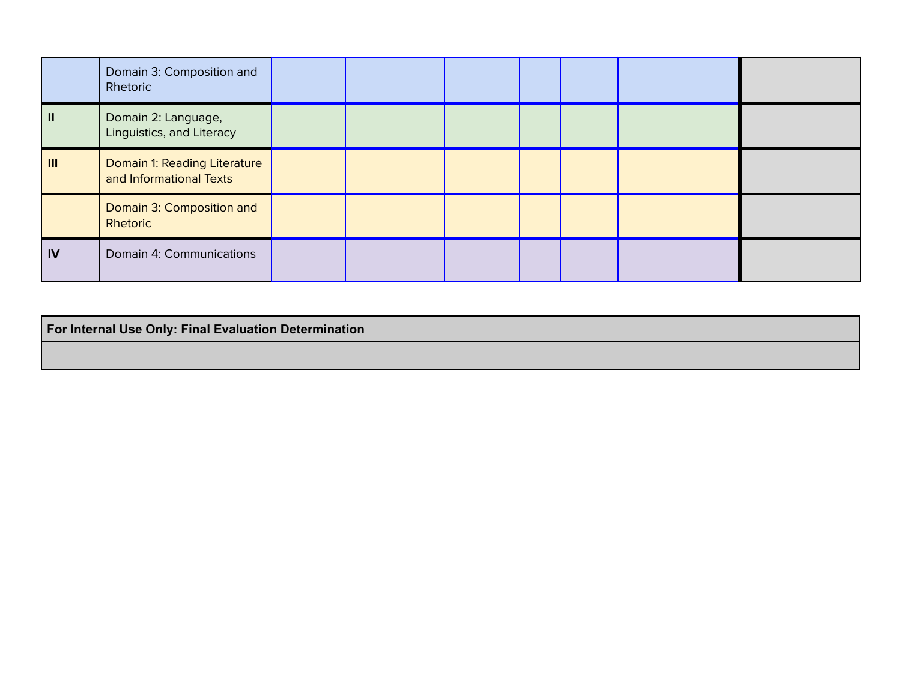| | | | | | | | | |
|---|---|---|---|---|---|---|---|---|
| | Domain 3: Composition and Rhetoric | | | | | | | |
| **II** | Domain 2: Language, Linguistics, and Literacy | | | | | | | |
| **III** | Domain 1: Reading Literature and Informational Texts | | | | | | | |
| | Domain 3: Composition and Rhetoric | | | | | | | |
| **IV** | Domain 4: Communications | | | | | | | |

| **For Internal Use Only: Final Evaluation Determination** |
|---|
| |